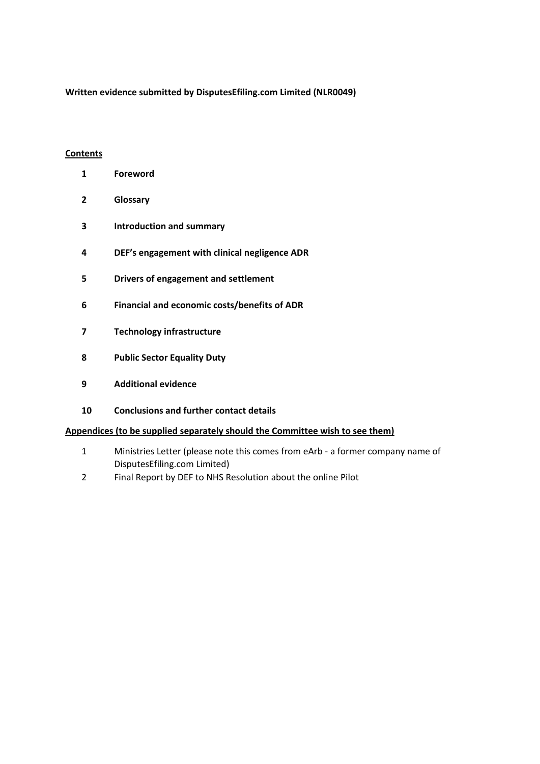**Written evidence submitted by DisputesEfiling.com Limited (NLR0049)**

**Contents**

1. **Foreword**
2. **Glossary**
3. **Introduction and summary**
4. **DEF's engagement with clinical negligence ADR**
5. **Drivers of engagement and settlement**
6. **Financial and economic costs/benefits of ADR**
7. **Technology infrastructure**
8. **Public Sector Equality Duty**
9. **Additional evidence**
10. **Conclusions and further contact details**

**Appendices (to be supplied separately should the Committee wish to see them)**

1. Ministries Letter (please note this comes from eArb - a former company name of DisputesEfiling.com Limited)
2. Final Report by DEF to NHS Resolution about the online Pilot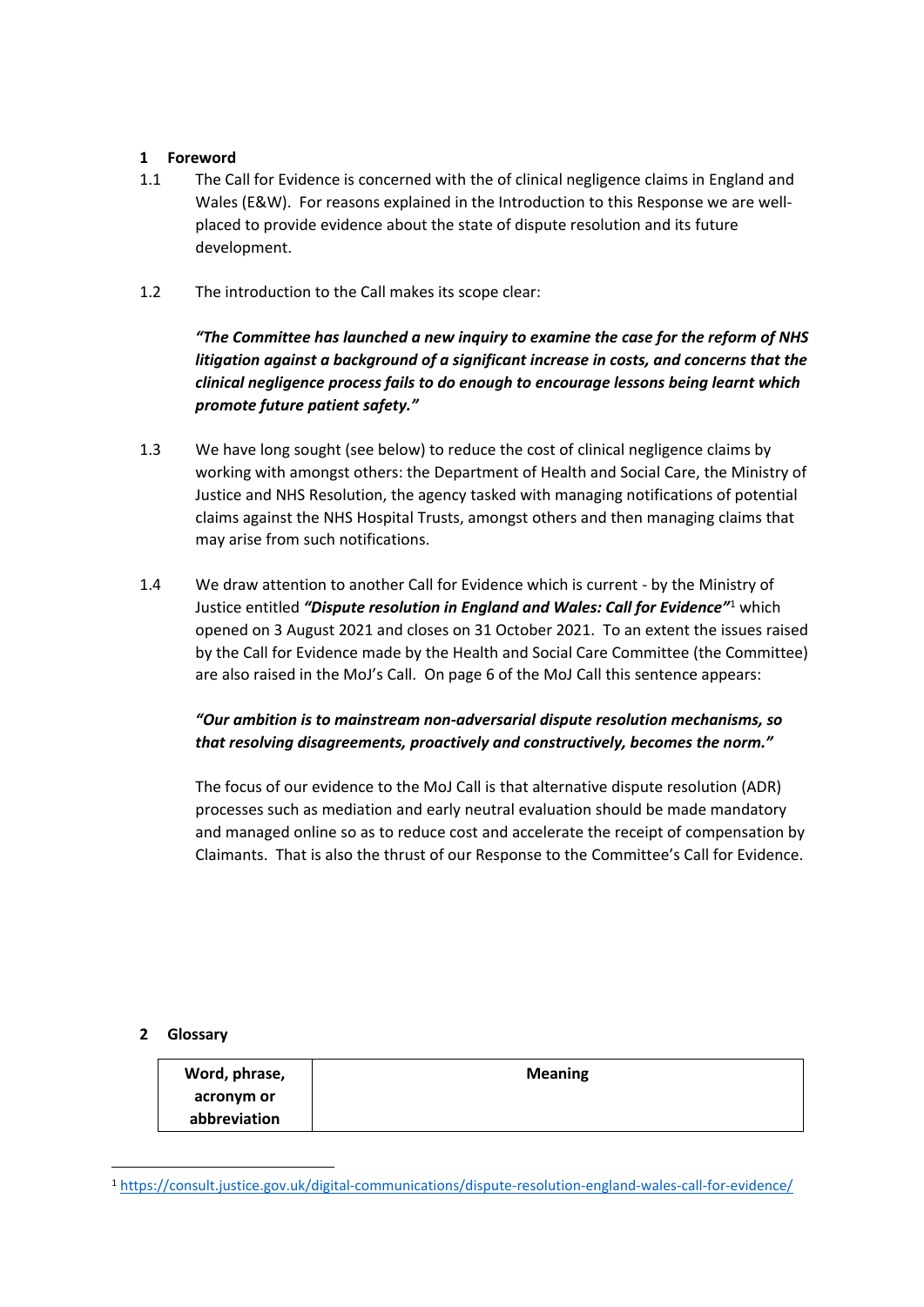## 1 Foreword

1.1 The Call for Evidence is concerned with the of clinical negligence claims in England and Wales (E&W). For reasons explained in the Introduction to this Response we are well-placed to provide evidence about the state of dispute resolution and its future development.

1.2 The introduction to the Call makes its scope clear:

> ***"The Committee has launched a new inquiry to examine the case for the reform of NHS litigation against a background of a significant increase in costs, and concerns that the clinical negligence process fails to do enough to encourage lessons being learnt which promote future patient safety."***

1.3 We have long sought (see below) to reduce the cost of clinical negligence claims by working with amongst others: the Department of Health and Social Care, the Ministry of Justice and NHS Resolution, the agency tasked with managing notifications of potential claims against the NHS Hospital Trusts, amongst others and then managing claims that may arise from such notifications.

1.4 We draw attention to another Call for Evidence which is current - by the Ministry of Justice entitled ***"Dispute resolution in England and Wales: Call for Evidence"***[1] which opened on 3 August 2021 and closes on 31 October 2021. To an extent the issues raised by the Call for Evidence made by the Health and Social Care Committee (the Committee) are also raised in the MoJ's Call. On page 6 of the MoJ Call this sentence appears:

> ***"Our ambition is to mainstream non-adversarial dispute resolution mechanisms, so that resolving disagreements, proactively and constructively, becomes the norm."***

The focus of our evidence to the MoJ Call is that alternative dispute resolution (ADR) processes such as mediation and early neutral evaluation should be made mandatory and managed online so as to reduce cost and accelerate the receipt of compensation by Claimants. That is also the thrust of our Response to the Committee's Call for Evidence.

## 2 Glossary

| Word, phrase, acronym or abbreviation | Meaning |
|---|---|

[1] https://consult.justice.gov.uk/digital-communications/dispute-resolution-england-wales-call-for-evidence/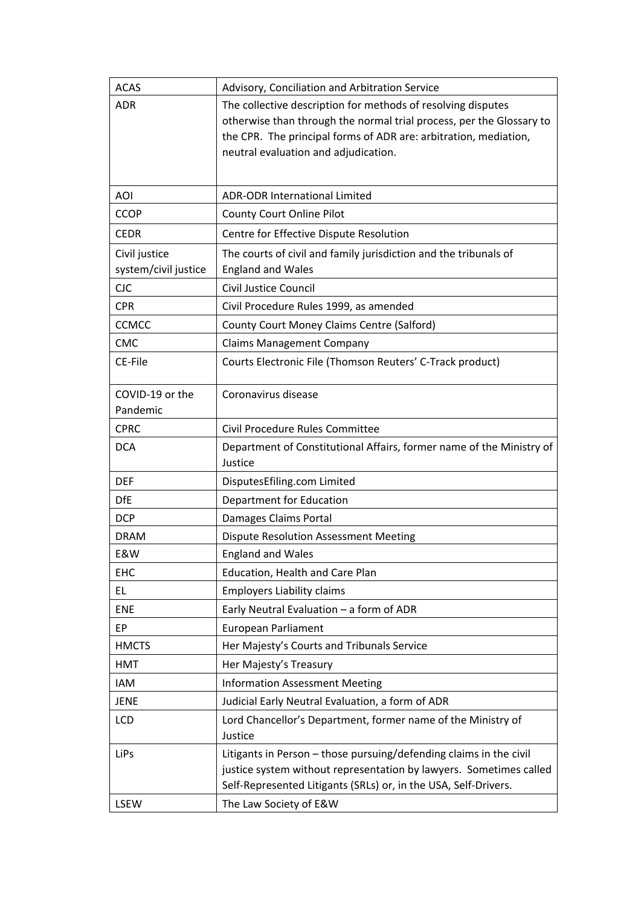| | |
|---|---|
| ACAS | Advisory, Conciliation and Arbitration Service |
| ADR | The collective description for methods of resolving disputes otherwise than through the normal trial process, per the Glossary to the CPR. The principal forms of ADR are: arbitration, mediation, neutral evaluation and adjudication. |
| AOI | ADR-ODR International Limited |
| CCOP | County Court Online Pilot |
| CEDR | Centre for Effective Dispute Resolution |
| Civil justice system/civil justice | The courts of civil and family jurisdiction and the tribunals of England and Wales |
| CJC | Civil Justice Council |
| CPR | Civil Procedure Rules 1999, as amended |
| CCMCC | County Court Money Claims Centre (Salford) |
| CMC | Claims Management Company |
| CE-File | Courts Electronic File (Thomson Reuters' C-Track product) |
| COVID-19 or the Pandemic | Coronavirus disease |
| CPRC | Civil Procedure Rules Committee |
| DCA | Department of Constitutional Affairs, former name of the Ministry of Justice |
| DEF | DisputesEfiling.com Limited |
| DfE | Department for Education |
| DCP | Damages Claims Portal |
| DRAM | Dispute Resolution Assessment Meeting |
| E&W | England and Wales |
| EHC | Education, Health and Care Plan |
| EL | Employers Liability claims |
| ENE | Early Neutral Evaluation – a form of ADR |
| EP | European Parliament |
| HMCTS | Her Majesty's Courts and Tribunals Service |
| HMT | Her Majesty's Treasury |
| IAM | Information Assessment Meeting |
| JENE | Judicial Early Neutral Evaluation, a form of ADR |
| LCD | Lord Chancellor's Department, former name of the Ministry of Justice |
| LiPs | Litigants in Person – those pursuing/defending claims in the civil justice system without representation by lawyers. Sometimes called Self-Represented Litigants (SRLs) or, in the USA, Self-Drivers. |
| LSEW | The Law Society of E&W |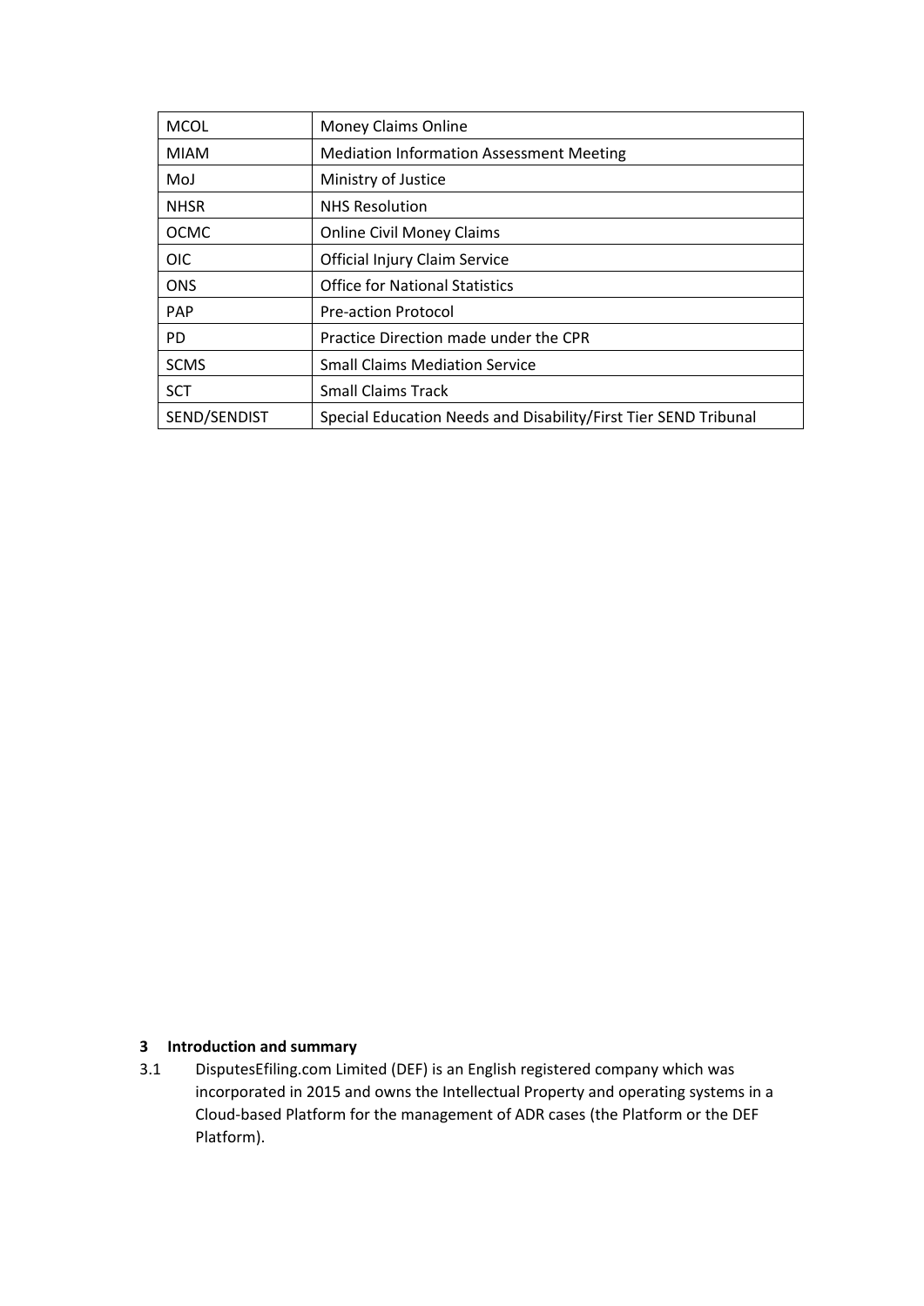| MCOL | Money Claims Online |
|---|---|
| MIAM | Mediation Information Assessment Meeting |
| MoJ | Ministry of Justice |
| NHSR | NHS Resolution |
| OCMC | Online Civil Money Claims |
| OIC | Official Injury Claim Service |
| ONS | Office for National Statistics |
| PAP | Pre-action Protocol |
| PD | Practice Direction made under the CPR |
| SCMS | Small Claims Mediation Service |
| SCT | Small Claims Track |
| SEND/SENDIST | Special Education Needs and Disability/First Tier SEND Tribunal |

## 3 Introduction and summary

3.1 DisputesEfiling.com Limited (DEF) is an English registered company which was incorporated in 2015 and owns the Intellectual Property and operating systems in a Cloud-based Platform for the management of ADR cases (the Platform or the DEF Platform).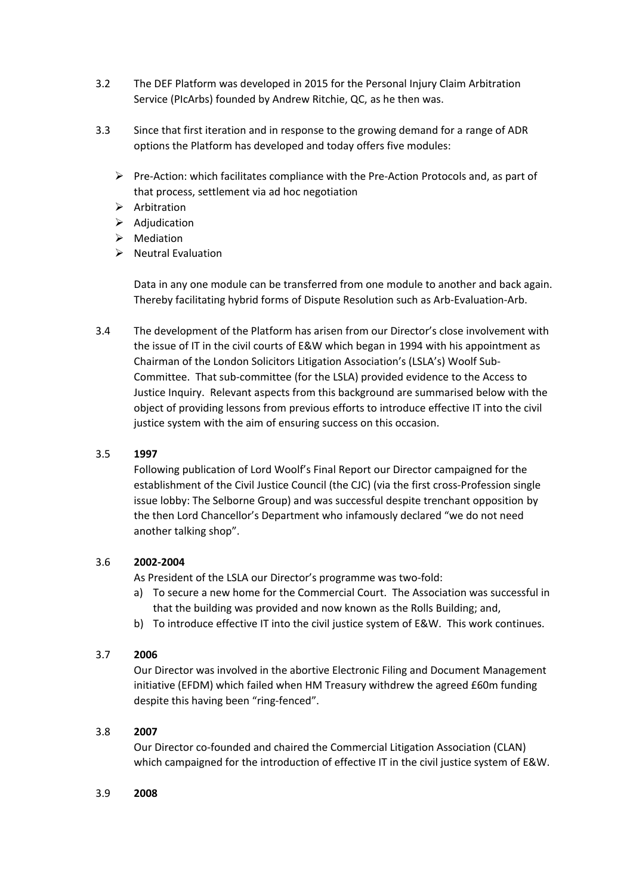3.2 The DEF Platform was developed in 2015 for the Personal Injury Claim Arbitration Service (PIcArbs) founded by Andrew Ritchie, QC, as he then was.

3.3 Since that first iteration and in response to the growing demand for a range of ADR options the Platform has developed and today offers five modules:

- Pre-Action: which facilitates compliance with the Pre-Action Protocols and, as part of that process, settlement via ad hoc negotiation
- Arbitration
- Adjudication
- Mediation
- Neutral Evaluation

Data in any one module can be transferred from one module to another and back again. Thereby facilitating hybrid forms of Dispute Resolution such as Arb-Evaluation-Arb.

3.4 The development of the Platform has arisen from our Director's close involvement with the issue of IT in the civil courts of E&W which began in 1994 with his appointment as Chairman of the London Solicitors Litigation Association's (LSLA's) Woolf Sub-Committee. That sub-committee (for the LSLA) provided evidence to the Access to Justice Inquiry. Relevant aspects from this background are summarised below with the object of providing lessons from previous efforts to introduce effective IT into the civil justice system with the aim of ensuring success on this occasion.

3.5 **1997**

Following publication of Lord Woolf's Final Report our Director campaigned for the establishment of the Civil Justice Council (the CJC) (via the first cross-Profession single issue lobby: The Selborne Group) and was successful despite trenchant opposition by the then Lord Chancellor's Department who infamously declared "we do not need another talking shop".

3.6 **2002-2004**

As President of the LSLA our Director's programme was two-fold:

a) To secure a new home for the Commercial Court. The Association was successful in that the building was provided and now known as the Rolls Building; and,
b) To introduce effective IT into the civil justice system of E&W. This work continues.

3.7 **2006**

Our Director was involved in the abortive Electronic Filing and Document Management initiative (EFDM) which failed when HM Treasury withdrew the agreed £60m funding despite this having been "ring-fenced".

3.8 **2007**

Our Director co-founded and chaired the Commercial Litigation Association (CLAN) which campaigned for the introduction of effective IT in the civil justice system of E&W.

3.9 **2008**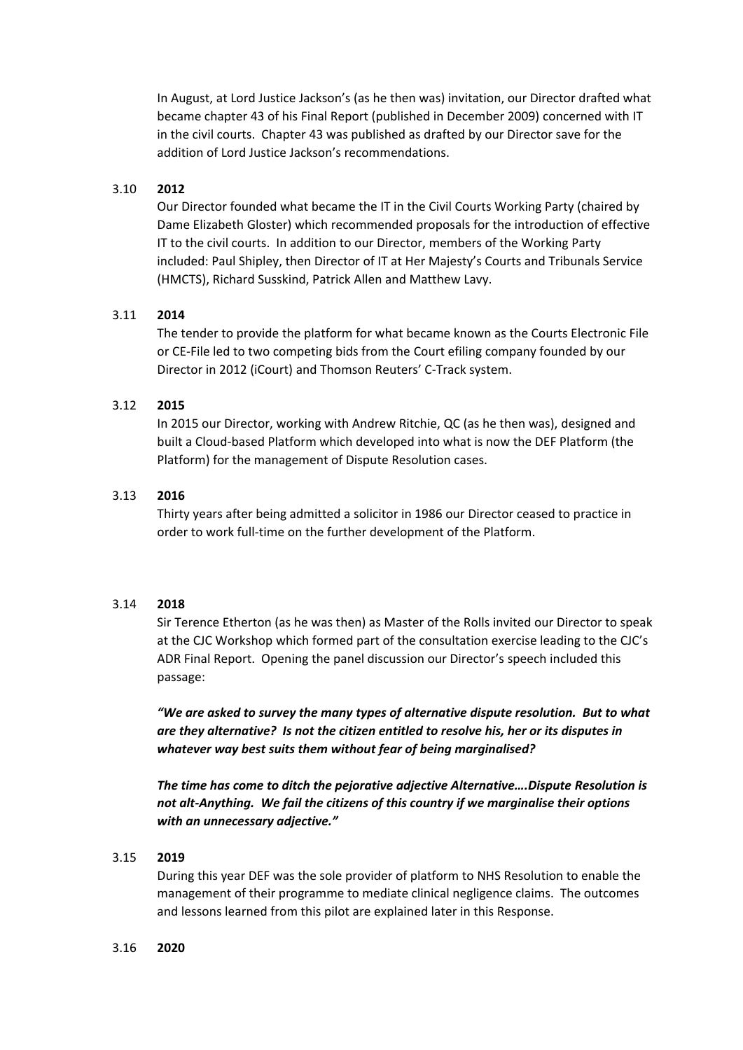In August, at Lord Justice Jackson's (as he then was) invitation, our Director drafted what became chapter 43 of his Final Report (published in December 2009) concerned with IT in the civil courts. Chapter 43 was published as drafted by our Director save for the addition of Lord Justice Jackson's recommendations.

3.10 **2012**

Our Director founded what became the IT in the Civil Courts Working Party (chaired by Dame Elizabeth Gloster) which recommended proposals for the introduction of effective IT to the civil courts. In addition to our Director, members of the Working Party included: Paul Shipley, then Director of IT at Her Majesty's Courts and Tribunals Service (HMCTS), Richard Susskind, Patrick Allen and Matthew Lavy.

3.11 **2014**

The tender to provide the platform for what became known as the Courts Electronic File or CE-File led to two competing bids from the Court efiling company founded by our Director in 2012 (iCourt) and Thomson Reuters' C-Track system.

3.12 **2015**

In 2015 our Director, working with Andrew Ritchie, QC (as he then was), designed and built a Cloud-based Platform which developed into what is now the DEF Platform (the Platform) for the management of Dispute Resolution cases.

3.13 **2016**

Thirty years after being admitted a solicitor in 1986 our Director ceased to practice in order to work full-time on the further development of the Platform.

3.14 **2018**

Sir Terence Etherton (as he was then) as Master of the Rolls invited our Director to speak at the CJC Workshop which formed part of the consultation exercise leading to the CJC's ADR Final Report. Opening the panel discussion our Director's speech included this passage:

***"We are asked to survey the many types of alternative dispute resolution. But to what are they alternative? Is not the citizen entitled to resolve his, her or its disputes in whatever way best suits them without fear of being marginalised?***

***The time has come to ditch the pejorative adjective Alternative….Dispute Resolution is not alt-Anything. We fail the citizens of this country if we marginalise their options with an unnecessary adjective."***

3.15 **2019**

During this year DEF was the sole provider of platform to NHS Resolution to enable the management of their programme to mediate clinical negligence claims. The outcomes and lessons learned from this pilot are explained later in this Response.

3.16 **2020**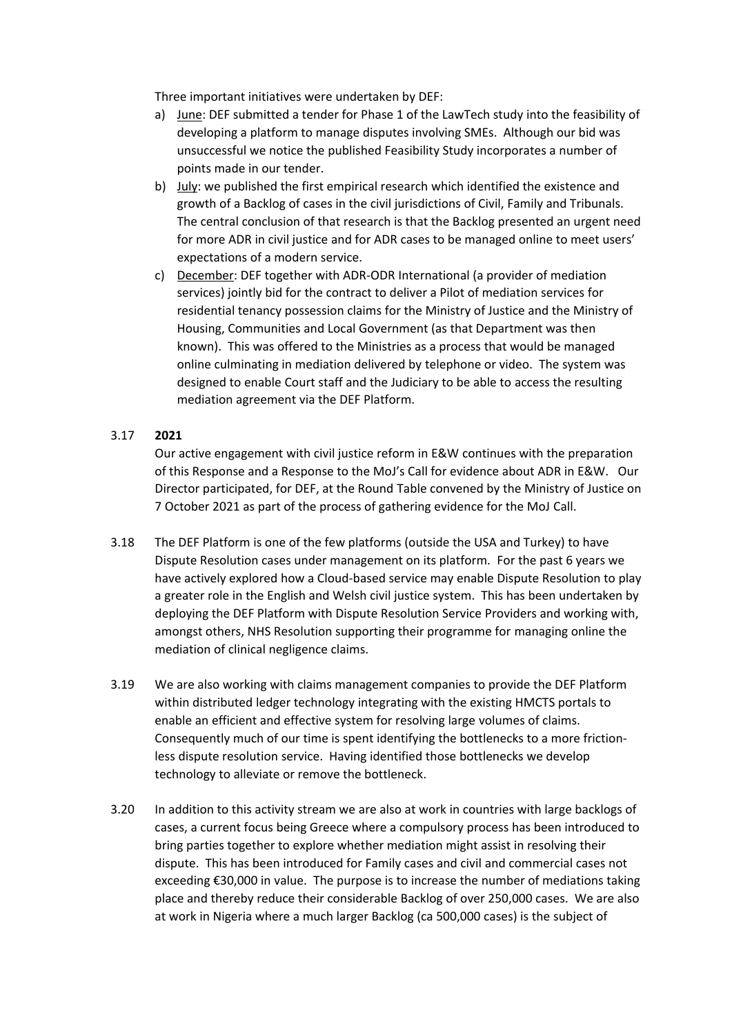Three important initiatives were undertaken by DEF:

a) June: DEF submitted a tender for Phase 1 of the LawTech study into the feasibility of developing a platform to manage disputes involving SMEs. Although our bid was unsuccessful we notice the published Feasibility Study incorporates a number of points made in our tender.
b) July: we published the first empirical research which identified the existence and growth of a Backlog of cases in the civil jurisdictions of Civil, Family and Tribunals. The central conclusion of that research is that the Backlog presented an urgent need for more ADR in civil justice and for ADR cases to be managed online to meet users' expectations of a modern service.
c) December: DEF together with ADR-ODR International (a provider of mediation services) jointly bid for the contract to deliver a Pilot of mediation services for residential tenancy possession claims for the Ministry of Justice and the Ministry of Housing, Communities and Local Government (as that Department was then known). This was offered to the Ministries as a process that would be managed online culminating in mediation delivered by telephone or video. The system was designed to enable Court staff and the Judiciary to be able to access the resulting mediation agreement via the DEF Platform.

3.17 **2021**

Our active engagement with civil justice reform in E&W continues with the preparation of this Response and a Response to the MoJ's Call for evidence about ADR in E&W. Our Director participated, for DEF, at the Round Table convened by the Ministry of Justice on 7 October 2021 as part of the process of gathering evidence for the MoJ Call.

3.18 The DEF Platform is one of the few platforms (outside the USA and Turkey) to have Dispute Resolution cases under management on its platform. For the past 6 years we have actively explored how a Cloud-based service may enable Dispute Resolution to play a greater role in the English and Welsh civil justice system. This has been undertaken by deploying the DEF Platform with Dispute Resolution Service Providers and working with, amongst others, NHS Resolution supporting their programme for managing online the mediation of clinical negligence claims.

3.19 We are also working with claims management companies to provide the DEF Platform within distributed ledger technology integrating with the existing HMCTS portals to enable an efficient and effective system for resolving large volumes of claims. Consequently much of our time is spent identifying the bottlenecks to a more friction-less dispute resolution service. Having identified those bottlenecks we develop technology to alleviate or remove the bottleneck.

3.20 In addition to this activity stream we are also at work in countries with large backlogs of cases, a current focus being Greece where a compulsory process has been introduced to bring parties together to explore whether mediation might assist in resolving their dispute. This has been introduced for Family cases and civil and commercial cases not exceeding €30,000 in value. The purpose is to increase the number of mediations taking place and thereby reduce their considerable Backlog of over 250,000 cases. We are also at work in Nigeria where a much larger Backlog (ca 500,000 cases) is the subject of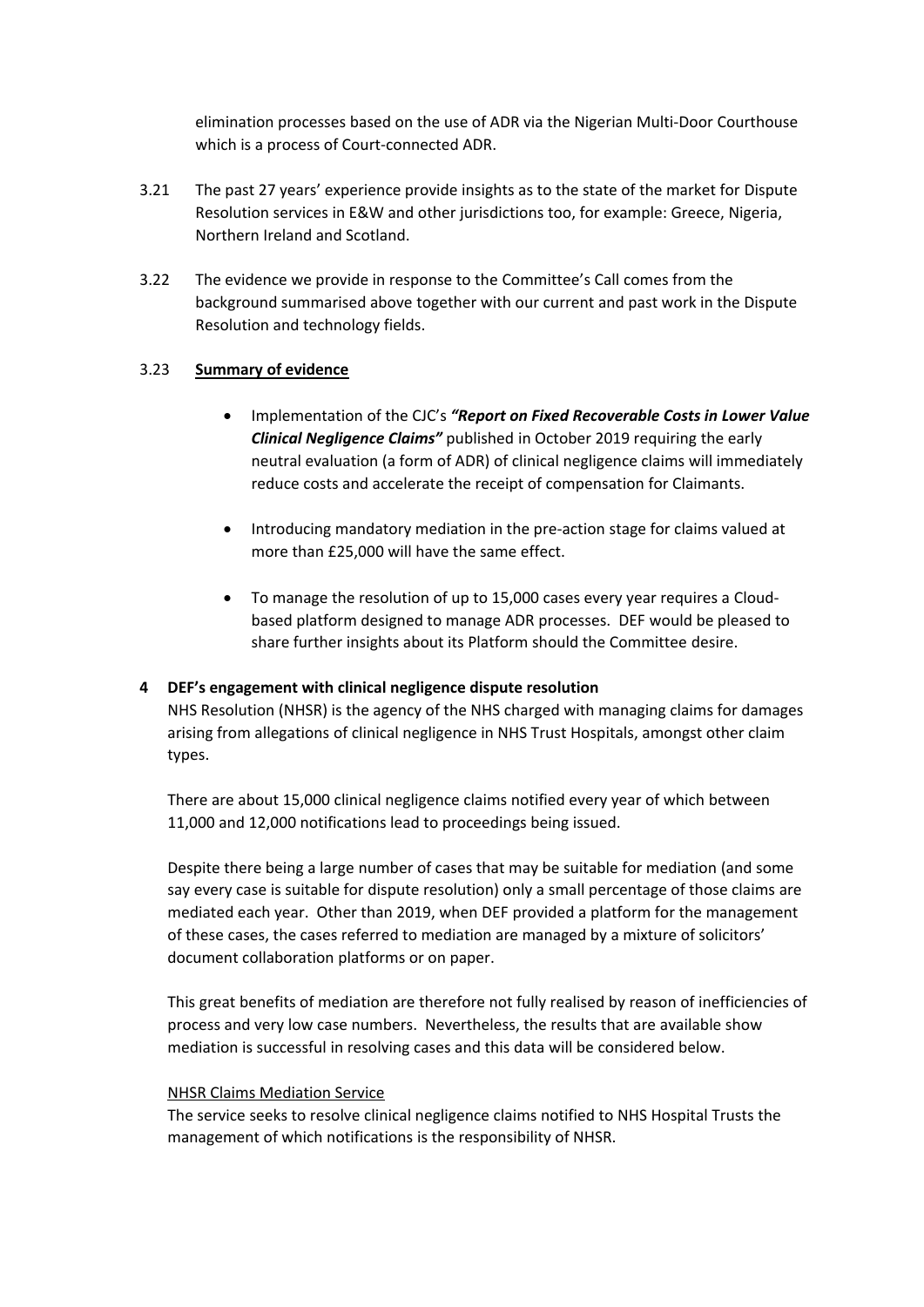elimination processes based on the use of ADR via the Nigerian Multi-Door Courthouse which is a process of Court-connected ADR.

3.21 The past 27 years' experience provide insights as to the state of the market for Dispute Resolution services in E&W and other jurisdictions too, for example: Greece, Nigeria, Northern Ireland and Scotland.

3.22 The evidence we provide in response to the Committee's Call comes from the background summarised above together with our current and past work in the Dispute Resolution and technology fields.

3.23 **Summary of evidence**

- Implementation of the CJC's ***"Report on Fixed Recoverable Costs in Lower Value Clinical Negligence Claims"*** published in October 2019 requiring the early neutral evaluation (a form of ADR) of clinical negligence claims will immediately reduce costs and accelerate the receipt of compensation for Claimants.

- Introducing mandatory mediation in the pre-action stage for claims valued at more than £25,000 will have the same effect.

- To manage the resolution of up to 15,000 cases every year requires a Cloud-based platform designed to manage ADR processes. DEF would be pleased to share further insights about its Platform should the Committee desire.

## 4 DEF's engagement with clinical negligence dispute resolution

NHS Resolution (NHSR) is the agency of the NHS charged with managing claims for damages arising from allegations of clinical negligence in NHS Trust Hospitals, amongst other claim types.

There are about 15,000 clinical negligence claims notified every year of which between 11,000 and 12,000 notifications lead to proceedings being issued.

Despite there being a large number of cases that may be suitable for mediation (and some say every case is suitable for dispute resolution) only a small percentage of those claims are mediated each year. Other than 2019, when DEF provided a platform for the management of these cases, the cases referred to mediation are managed by a mixture of solicitors' document collaboration platforms or on paper.

This great benefits of mediation are therefore not fully realised by reason of inefficiencies of process and very low case numbers. Nevertheless, the results that are available show mediation is successful in resolving cases and this data will be considered below.

<u>NHSR Claims Mediation Service</u>

The service seeks to resolve clinical negligence claims notified to NHS Hospital Trusts the management of which notifications is the responsibility of NHSR.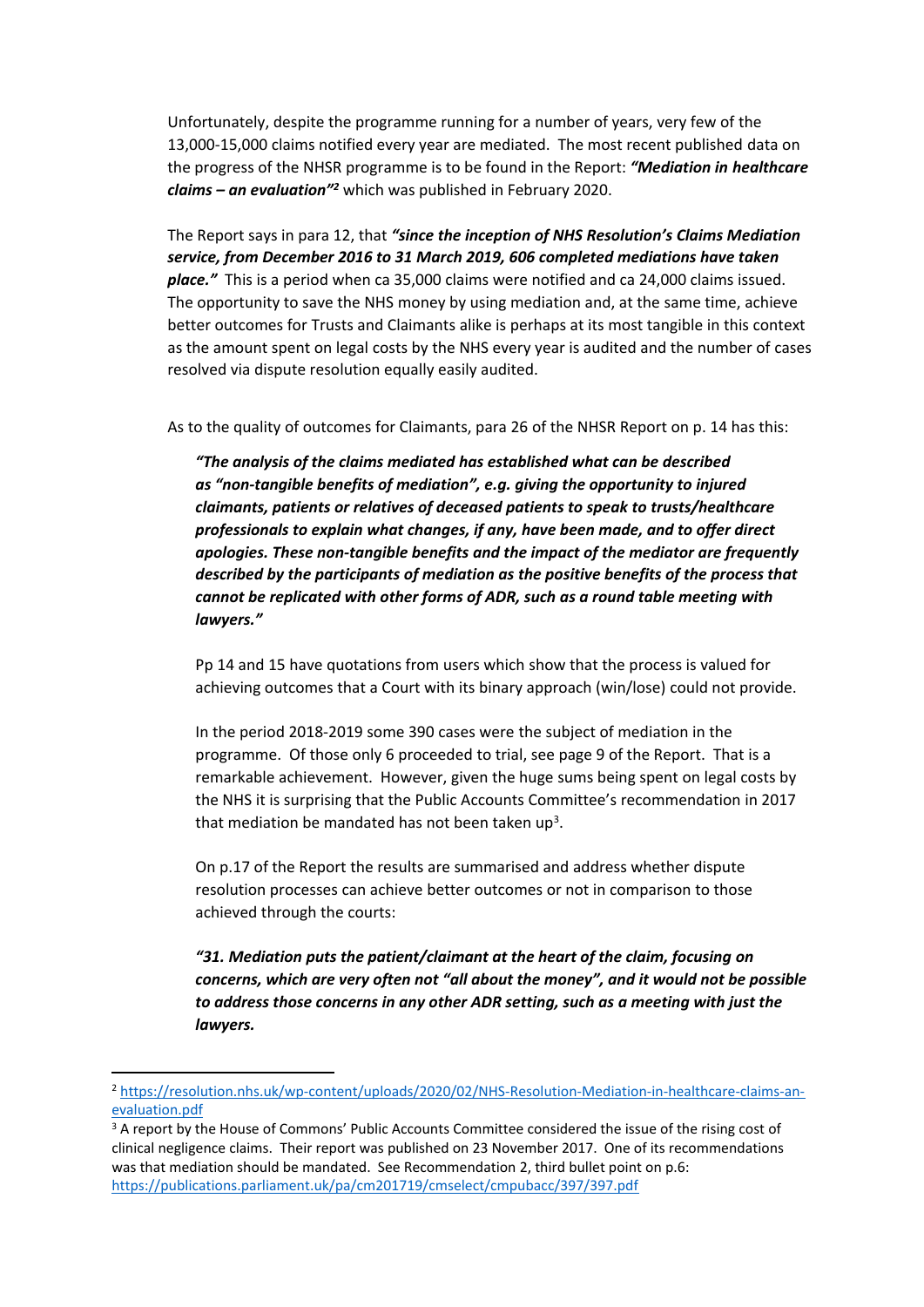Unfortunately, despite the programme running for a number of years, very few of the 13,000-15,000 claims notified every year are mediated. The most recent published data on the progress of the NHSR programme is to be found in the Report: ***"Mediation in healthcare claims – an evaluation"***[2] which was published in February 2020.

The Report says in para 12, that ***"since the inception of NHS Resolution's Claims Mediation service, from December 2016 to 31 March 2019, 606 completed mediations have taken place."*** This is a period when ca 35,000 claims were notified and ca 24,000 claims issued. The opportunity to save the NHS money by using mediation and, at the same time, achieve better outcomes for Trusts and Claimants alike is perhaps at its most tangible in this context as the amount spent on legal costs by the NHS every year is audited and the number of cases resolved via dispute resolution equally easily audited.

As to the quality of outcomes for Claimants, para 26 of the NHSR Report on p. 14 has this:

> ***"The analysis of the claims mediated has established what can be described as "non-tangible benefits of mediation", e.g. giving the opportunity to injured claimants, patients or relatives of deceased patients to speak to trusts/healthcare professionals to explain what changes, if any, have been made, and to offer direct apologies. These non-tangible benefits and the impact of the mediator are frequently described by the participants of mediation as the positive benefits of the process that cannot be replicated with other forms of ADR, such as a round table meeting with lawyers."***
>
> Pp 14 and 15 have quotations from users which show that the process is valued for achieving outcomes that a Court with its binary approach (win/lose) could not provide.
>
> In the period 2018-2019 some 390 cases were the subject of mediation in the programme. Of those only 6 proceeded to trial, see page 9 of the Report. That is a remarkable achievement. However, given the huge sums being spent on legal costs by the NHS it is surprising that the Public Accounts Committee's recommendation in 2017 that mediation be mandated has not been taken up[3].
>
> On p.17 of the Report the results are summarised and address whether dispute resolution processes can achieve better outcomes or not in comparison to those achieved through the courts:
>
> ***"31. Mediation puts the patient/claimant at the heart of the claim, focusing on concerns, which are very often not "all about the money", and it would not be possible to address those concerns in any other ADR setting, such as a meeting with just the lawyers.***

---

[2] https://resolution.nhs.uk/wp-content/uploads/2020/02/NHS-Resolution-Mediation-in-healthcare-claims-an-evaluation.pdf

[3] A report by the House of Commons' Public Accounts Committee considered the issue of the rising cost of clinical negligence claims. Their report was published on 23 November 2017. One of its recommendations was that mediation should be mandated. See Recommendation 2, third bullet point on p.6: https://publications.parliament.uk/pa/cm201719/cmselect/cmpubacc/397/397.pdf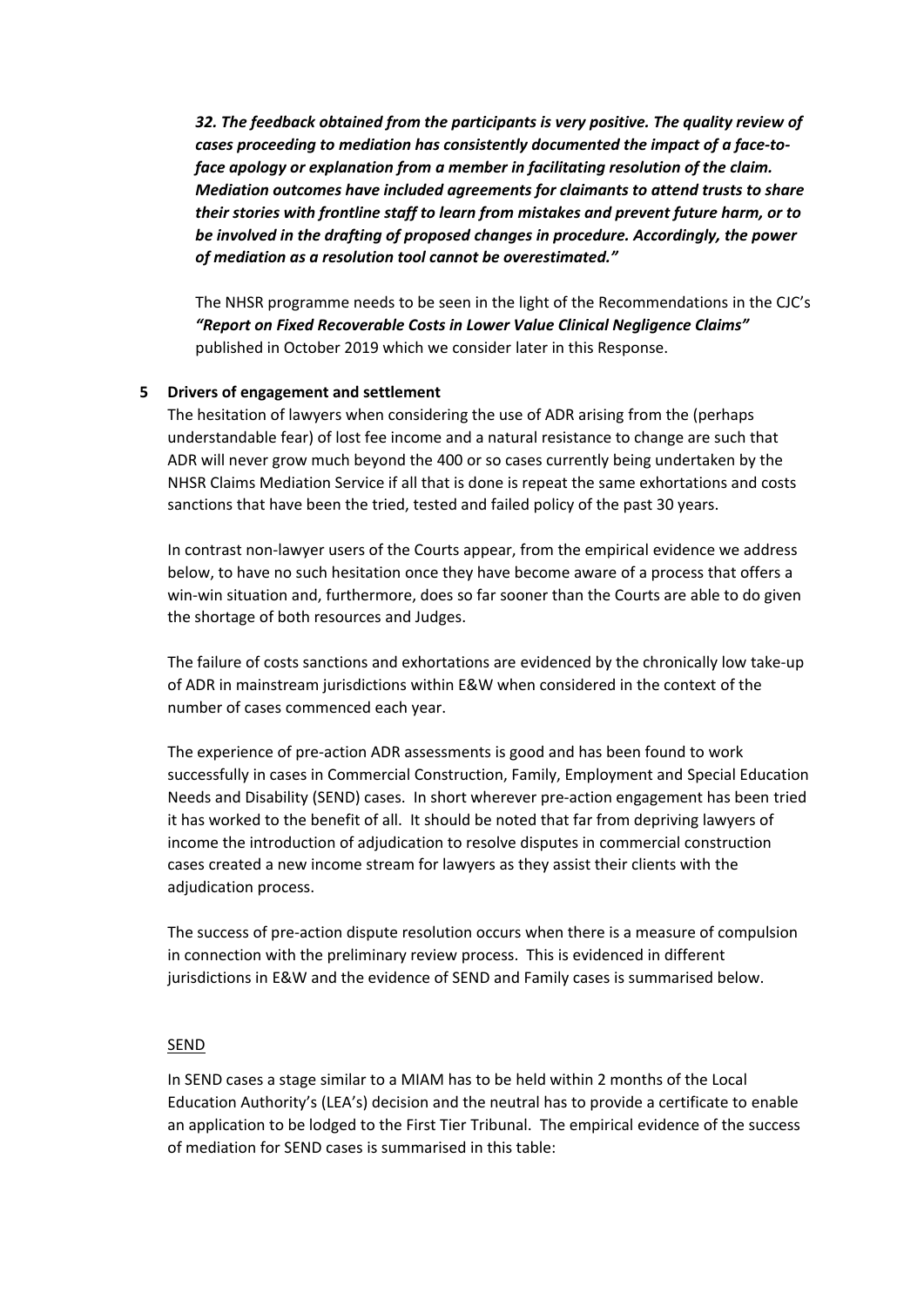***32. The feedback obtained from the participants is very positive. The quality review of cases proceeding to mediation has consistently documented the impact of a face-to-face apology or explanation from a member in facilitating resolution of the claim. Mediation outcomes have included agreements for claimants to attend trusts to share their stories with frontline staff to learn from mistakes and prevent future harm, or to be involved in the drafting of proposed changes in procedure. Accordingly, the power of mediation as a resolution tool cannot be overestimated."***

The NHSR programme needs to be seen in the light of the Recommendations in the CJC's ***"Report on Fixed Recoverable Costs in Lower Value Clinical Negligence Claims"*** published in October 2019 which we consider later in this Response.

## 5 Drivers of engagement and settlement

The hesitation of lawyers when considering the use of ADR arising from the (perhaps understandable fear) of lost fee income and a natural resistance to change are such that ADR will never grow much beyond the 400 or so cases currently being undertaken by the NHSR Claims Mediation Service if all that is done is repeat the same exhortations and costs sanctions that have been the tried, tested and failed policy of the past 30 years.

In contrast non-lawyer users of the Courts appear, from the empirical evidence we address below, to have no such hesitation once they have become aware of a process that offers a win-win situation and, furthermore, does so far sooner than the Courts are able to do given the shortage of both resources and Judges.

The failure of costs sanctions and exhortations are evidenced by the chronically low take-up of ADR in mainstream jurisdictions within E&W when considered in the context of the number of cases commenced each year.

The experience of pre-action ADR assessments is good and has been found to work successfully in cases in Commercial Construction, Family, Employment and Special Education Needs and Disability (SEND) cases. In short wherever pre-action engagement has been tried it has worked to the benefit of all. It should be noted that far from depriving lawyers of income the introduction of adjudication to resolve disputes in commercial construction cases created a new income stream for lawyers as they assist their clients with the adjudication process.

The success of pre-action dispute resolution occurs when there is a measure of compulsion in connection with the preliminary review process. This is evidenced in different jurisdictions in E&W and the evidence of SEND and Family cases is summarised below.

<u>SEND</u>

In SEND cases a stage similar to a MIAM has to be held within 2 months of the Local Education Authority's (LEA's) decision and the neutral has to provide a certificate to enable an application to be lodged to the First Tier Tribunal. The empirical evidence of the success of mediation for SEND cases is summarised in this table: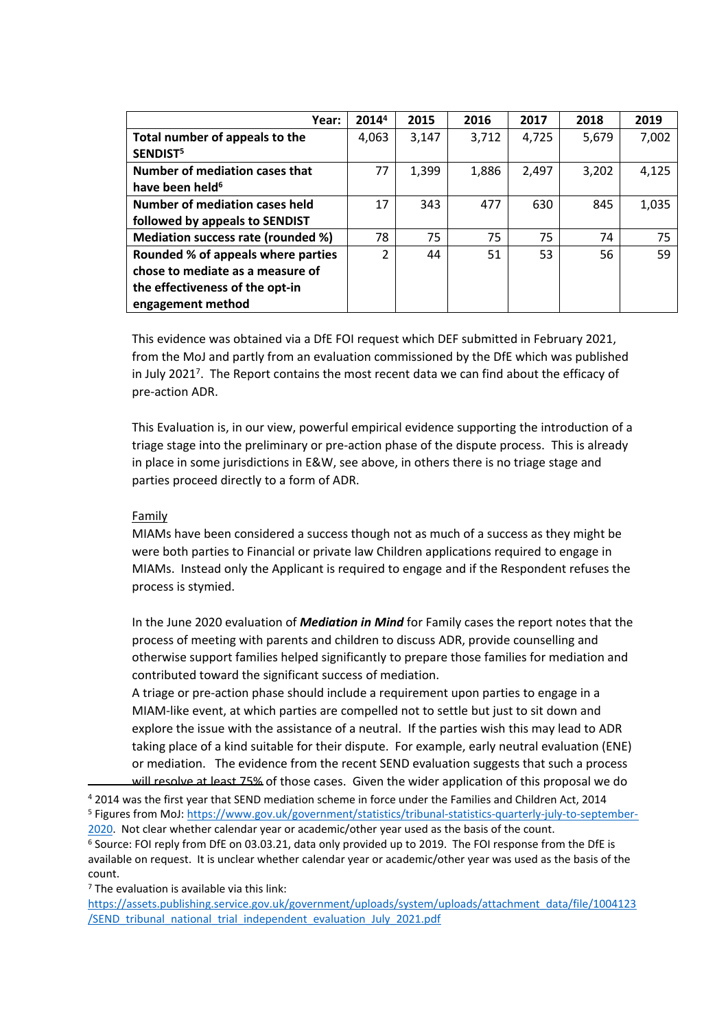| Year: | 2014[4] | 2015 | 2016 | 2017 | 2018 | 2019 |
|---|---|---|---|---|---|---|
| **Total number of appeals to the SENDIST[5]** | 4,063 | 3,147 | 3,712 | 4,725 | 5,679 | 7,002 |
| **Number of mediation cases that have been held[6]** | 77 | 1,399 | 1,886 | 2,497 | 3,202 | 4,125 |
| **Number of mediation cases held followed by appeals to SENDIST** | 17 | 343 | 477 | 630 | 845 | 1,035 |
| **Mediation success rate (rounded %)** | 78 | 75 | 75 | 75 | 74 | 75 |
| **Rounded % of appeals where parties chose to mediate as a measure of the effectiveness of the opt-in engagement method** | 2 | 44 | 51 | 53 | 56 | 59 |

This evidence was obtained via a DfE FOI request which DEF submitted in February 2021, from the MoJ and partly from an evaluation commissioned by the DfE which was published in July 2021[7]. The Report contains the most recent data we can find about the efficacy of pre-action ADR.

This Evaluation is, in our view, powerful empirical evidence supporting the introduction of a triage stage into the preliminary or pre-action phase of the dispute process. This is already in place in some jurisdictions in E&W, see above, in others there is no triage stage and parties proceed directly to a form of ADR.

<u>Family</u>

MIAMs have been considered a success though not as much of a success as they might be were both parties to Financial or private law Children applications required to engage in MIAMs. Instead only the Applicant is required to engage and if the Respondent refuses the process is stymied.

In the June 2020 evaluation of ***Mediation in Mind*** for Family cases the report notes that the process of meeting with parents and children to discuss ADR, provide counselling and otherwise support families helped significantly to prepare those families for mediation and contributed toward the significant success of mediation.

A triage or pre-action phase should include a requirement upon parties to engage in a MIAM-like event, at which parties are compelled not to settle but just to sit down and explore the issue with the assistance of a neutral. If the parties wish this may lead to ADR taking place of a kind suitable for their dispute. For example, early neutral evaluation (ENE) or mediation. The evidence from the recent SEND evaluation suggests that such a process will resolve at least 75% of those cases. Given the wider application of this proposal we do

[4] 2014 was the first year that SEND mediation scheme in force under the Families and Children Act, 2014

[5] Figures from MoJ: https://www.gov.uk/government/statistics/tribunal-statistics-quarterly-july-to-september-2020. Not clear whether calendar year or academic/other year used as the basis of the count.

[6] Source: FOI reply from DfE on 03.03.21, data only provided up to 2019. The FOI response from the DfE is available on request. It is unclear whether calendar year or academic/other year was used as the basis of the count.

[7] The evaluation is available via this link: https://assets.publishing.service.gov.uk/government/uploads/system/uploads/attachment_data/file/1004123/SEND_tribunal_national_trial_independent_evaluation_July_2021.pdf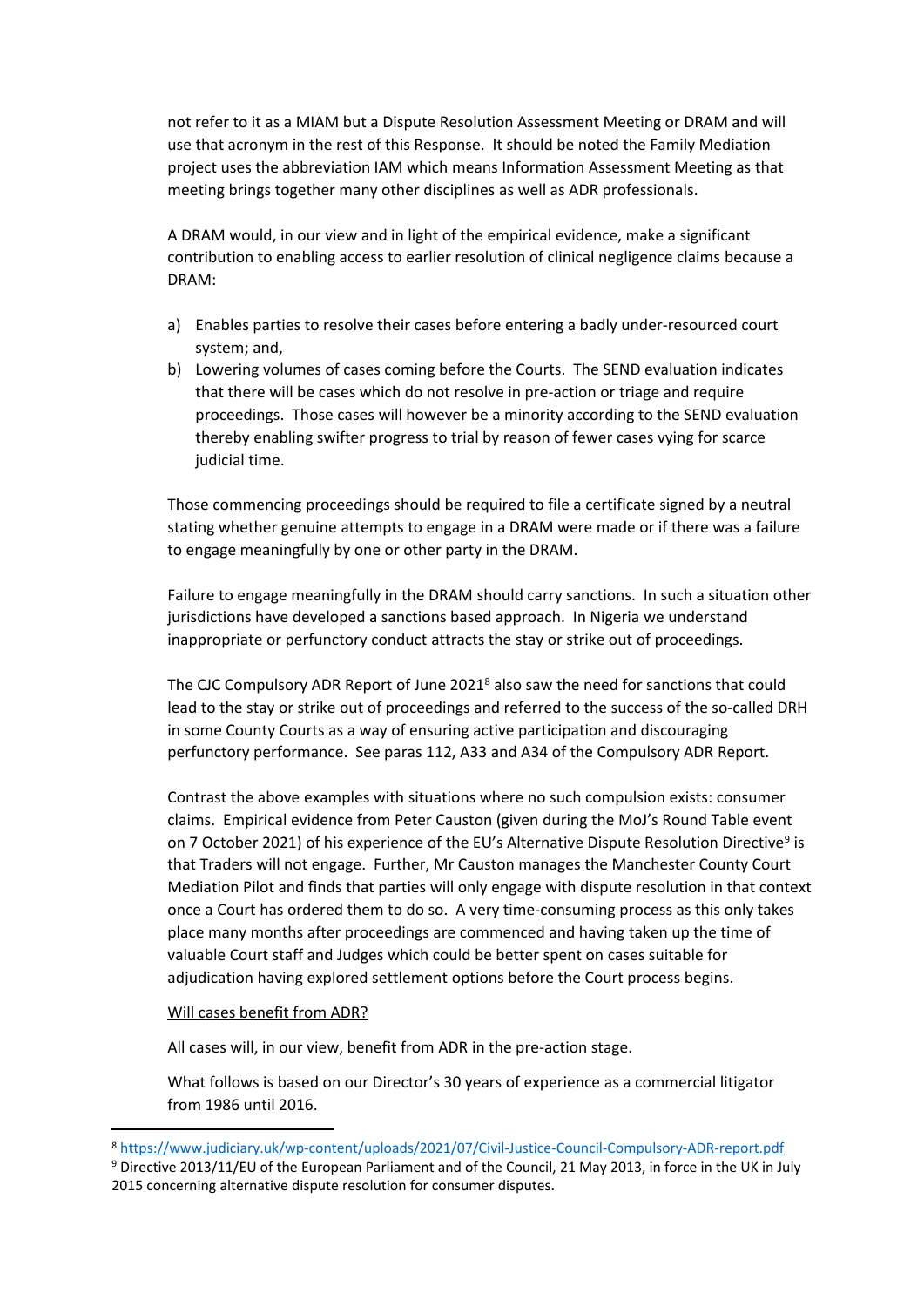not refer to it as a MIAM but a Dispute Resolution Assessment Meeting or DRAM and will use that acronym in the rest of this Response. It should be noted the Family Mediation project uses the abbreviation IAM which means Information Assessment Meeting as that meeting brings together many other disciplines as well as ADR professionals.

A DRAM would, in our view and in light of the empirical evidence, make a significant contribution to enabling access to earlier resolution of clinical negligence claims because a DRAM:

a) Enables parties to resolve their cases before entering a badly under-resourced court system; and,
b) Lowering volumes of cases coming before the Courts. The SEND evaluation indicates that there will be cases which do not resolve in pre-action or triage and require proceedings. Those cases will however be a minority according to the SEND evaluation thereby enabling swifter progress to trial by reason of fewer cases vying for scarce judicial time.

Those commencing proceedings should be required to file a certificate signed by a neutral stating whether genuine attempts to engage in a DRAM were made or if there was a failure to engage meaningfully by one or other party in the DRAM.

Failure to engage meaningfully in the DRAM should carry sanctions. In such a situation other jurisdictions have developed a sanctions based approach. In Nigeria we understand inappropriate or perfunctory conduct attracts the stay or strike out of proceedings.

The CJC Compulsory ADR Report of June 2021[8] also saw the need for sanctions that could lead to the stay or strike out of proceedings and referred to the success of the so-called DRH in some County Courts as a way of ensuring active participation and discouraging perfunctory performance. See paras 112, A33 and A34 of the Compulsory ADR Report.

Contrast the above examples with situations where no such compulsion exists: consumer claims. Empirical evidence from Peter Causton (given during the MoJ's Round Table event on 7 October 2021) of his experience of the EU's Alternative Dispute Resolution Directive[9] is that Traders will not engage. Further, Mr Causton manages the Manchester County Court Mediation Pilot and finds that parties will only engage with dispute resolution in that context once a Court has ordered them to do so. A very time-consuming process as this only takes place many months after proceedings are commenced and having taken up the time of valuable Court staff and Judges which could be better spent on cases suitable for adjudication having explored settlement options before the Court process begins.

<u>Will cases benefit from ADR?</u>

All cases will, in our view, benefit from ADR in the pre-action stage.

What follows is based on our Director's 30 years of experience as a commercial litigator from 1986 until 2016.

---

[8] https://www.judiciary.uk/wp-content/uploads/2021/07/Civil-Justice-Council-Compulsory-ADR-report.pdf

[9] Directive 2013/11/EU of the European Parliament and of the Council, 21 May 2013, in force in the UK in July 2015 concerning alternative dispute resolution for consumer disputes.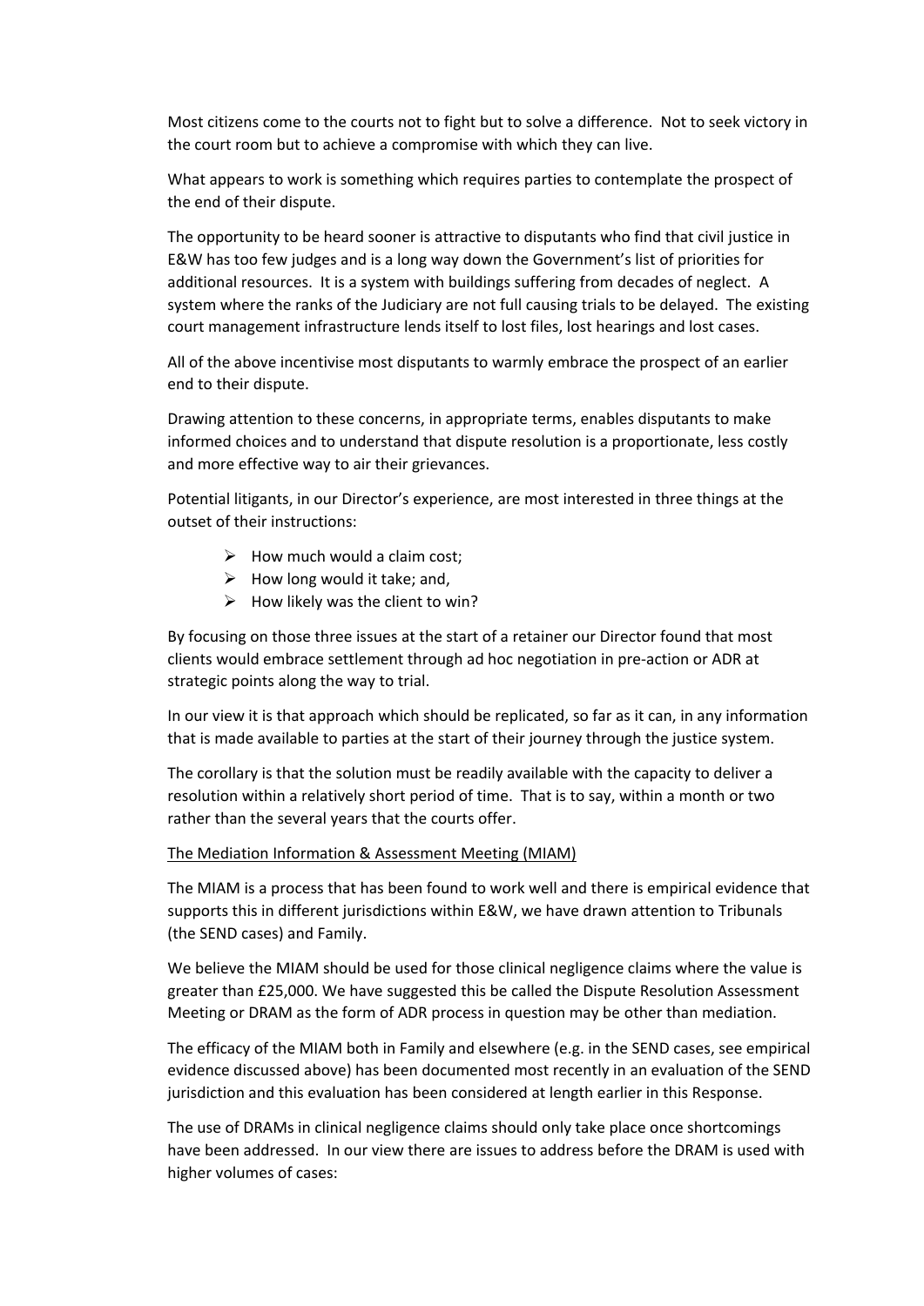Most citizens come to the courts not to fight but to solve a difference. Not to seek victory in the court room but to achieve a compromise with which they can live.

What appears to work is something which requires parties to contemplate the prospect of the end of their dispute.

The opportunity to be heard sooner is attractive to disputants who find that civil justice in E&W has too few judges and is a long way down the Government's list of priorities for additional resources. It is a system with buildings suffering from decades of neglect. A system where the ranks of the Judiciary are not full causing trials to be delayed. The existing court management infrastructure lends itself to lost files, lost hearings and lost cases.

All of the above incentivise most disputants to warmly embrace the prospect of an earlier end to their dispute.

Drawing attention to these concerns, in appropriate terms, enables disputants to make informed choices and to understand that dispute resolution is a proportionate, less costly and more effective way to air their grievances.

Potential litigants, in our Director's experience, are most interested in three things at the outset of their instructions:

- How much would a claim cost;
- How long would it take; and,
- How likely was the client to win?

By focusing on those three issues at the start of a retainer our Director found that most clients would embrace settlement through ad hoc negotiation in pre-action or ADR at strategic points along the way to trial.

In our view it is that approach which should be replicated, so far as it can, in any information that is made available to parties at the start of their journey through the justice system.

The corollary is that the solution must be readily available with the capacity to deliver a resolution within a relatively short period of time. That is to say, within a month or two rather than the several years that the courts offer.

<u>The Mediation Information & Assessment Meeting (MIAM)</u>

The MIAM is a process that has been found to work well and there is empirical evidence that supports this in different jurisdictions within E&W, we have drawn attention to Tribunals (the SEND cases) and Family.

We believe the MIAM should be used for those clinical negligence claims where the value is greater than £25,000. We have suggested this be called the Dispute Resolution Assessment Meeting or DRAM as the form of ADR process in question may be other than mediation.

The efficacy of the MIAM both in Family and elsewhere (e.g. in the SEND cases, see empirical evidence discussed above) has been documented most recently in an evaluation of the SEND jurisdiction and this evaluation has been considered at length earlier in this Response.

The use of DRAMs in clinical negligence claims should only take place once shortcomings have been addressed. In our view there are issues to address before the DRAM is used with higher volumes of cases: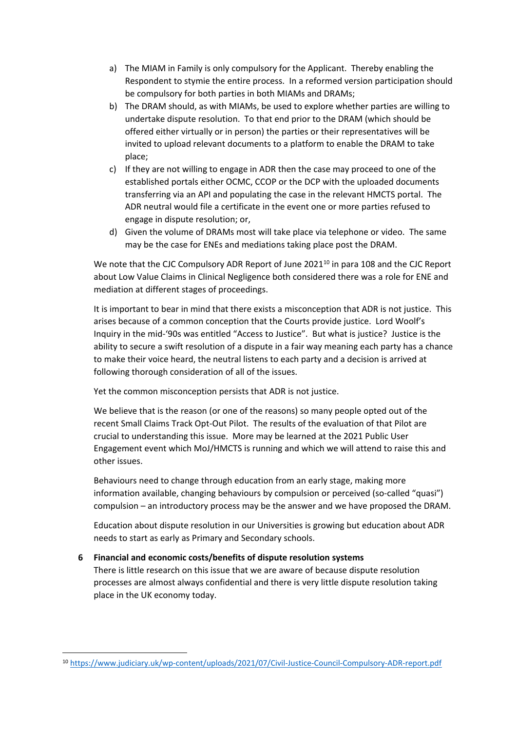a) The MIAM in Family is only compulsory for the Applicant. Thereby enabling the Respondent to stymie the entire process. In a reformed version participation should be compulsory for both parties in both MIAMs and DRAMs;
b) The DRAM should, as with MIAMs, be used to explore whether parties are willing to undertake dispute resolution. To that end prior to the DRAM (which should be offered either virtually or in person) the parties or their representatives will be invited to upload relevant documents to a platform to enable the DRAM to take place;
c) If they are not willing to engage in ADR then the case may proceed to one of the established portals either OCMC, CCOP or the DCP with the uploaded documents transferring via an API and populating the case in the relevant HMCTS portal. The ADR neutral would file a certificate in the event one or more parties refused to engage in dispute resolution; or,
d) Given the volume of DRAMs most will take place via telephone or video. The same may be the case for ENEs and mediations taking place post the DRAM.

We note that the CJC Compulsory ADR Report of June 2021[10] in para 108 and the CJC Report about Low Value Claims in Clinical Negligence both considered there was a role for ENE and mediation at different stages of proceedings.

It is important to bear in mind that there exists a misconception that ADR is not justice. This arises because of a common conception that the Courts provide justice. Lord Woolf's Inquiry in the mid-'90s was entitled "Access to Justice". But what is justice? Justice is the ability to secure a swift resolution of a dispute in a fair way meaning each party has a chance to make their voice heard, the neutral listens to each party and a decision is arrived at following thorough consideration of all of the issues.

Yet the common misconception persists that ADR is not justice.

We believe that is the reason (or one of the reasons) so many people opted out of the recent Small Claims Track Opt-Out Pilot. The results of the evaluation of that Pilot are crucial to understanding this issue. More may be learned at the 2021 Public User Engagement event which MoJ/HMCTS is running and which we will attend to raise this and other issues.

Behaviours need to change through education from an early stage, making more information available, changing behaviours by compulsion or perceived (so-called "quasi") compulsion – an introductory process may be the answer and we have proposed the DRAM.

Education about dispute resolution in our Universities is growing but education about ADR needs to start as early as Primary and Secondary schools.

## 6 Financial and economic costs/benefits of dispute resolution systems

There is little research on this issue that we are aware of because dispute resolution processes are almost always confidential and there is very little dispute resolution taking place in the UK economy today.

[10] https://www.judiciary.uk/wp-content/uploads/2021/07/Civil-Justice-Council-Compulsory-ADR-report.pdf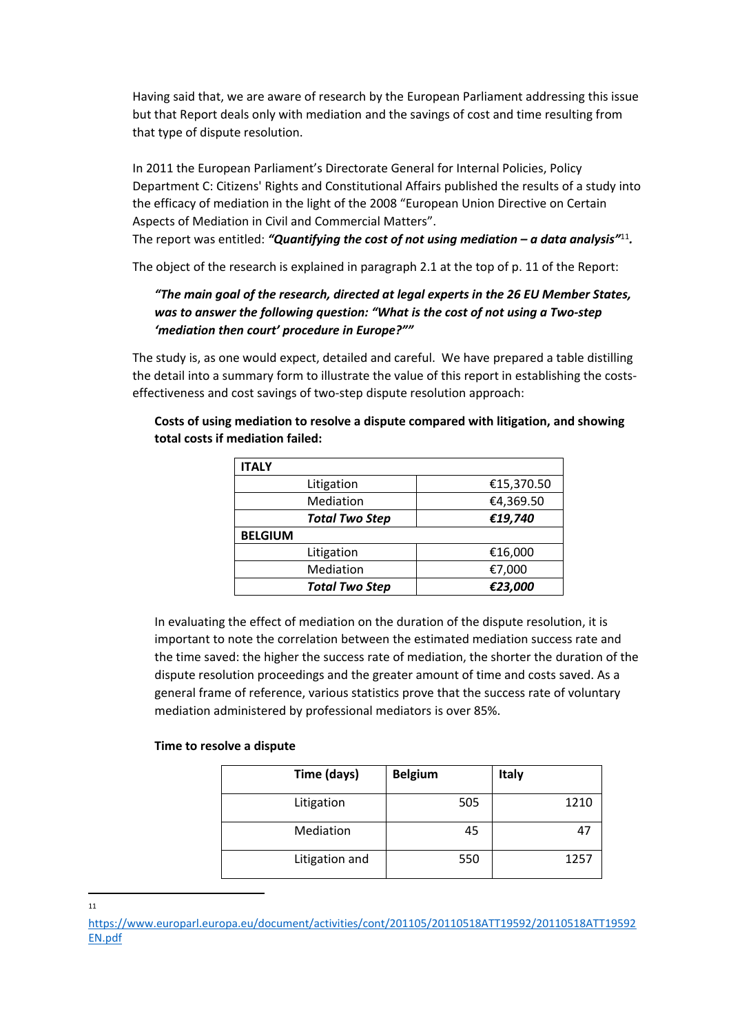Having said that, we are aware of research by the European Parliament addressing this issue but that Report deals only with mediation and the savings of cost and time resulting from that type of dispute resolution.

In 2011 the European Parliament's Directorate General for Internal Policies, Policy Department C: Citizens' Rights and Constitutional Affairs published the results of a study into the efficacy of mediation in the light of the 2008 "European Union Directive on Certain Aspects of Mediation in Civil and Commercial Matters".
The report was entitled: ***"Quantifying the cost of not using mediation – a data analysis"***[11]***.***

The object of the research is explained in paragraph 2.1 at the top of p. 11 of the Report:

> ***"The main goal of the research, directed at legal experts in the 26 EU Member States, was to answer the following question: "What is the cost of not using a Two-step 'mediation then court' procedure in Europe?""***

The study is, as one would expect, detailed and careful. We have prepared a table distilling the detail into a summary form to illustrate the value of this report in establishing the costs-effectiveness and cost savings of two-step dispute resolution approach:

**Costs of using mediation to resolve a dispute compared with litigation, and showing total costs if mediation failed:**

| **ITALY** | |
|---|---|
| Litigation | €15,370.50 |
| Mediation | €4,369.50 |
| ***Total Two Step*** | ***€19,740*** |
| **BELGIUM** | |
| Litigation | €16,000 |
| Mediation | €7,000 |
| ***Total Two Step*** | ***€23,000*** |

In evaluating the effect of mediation on the duration of the dispute resolution, it is important to note the correlation between the estimated mediation success rate and the time saved: the higher the success rate of mediation, the shorter the duration of the dispute resolution proceedings and the greater amount of time and costs saved. As a general frame of reference, various statistics prove that the success rate of voluntary mediation administered by professional mediators is over 85%.

**Time to resolve a dispute**

| Time (days) | Belgium | Italy |
|---|---|---|
| Litigation | 505 | 1210 |
| Mediation | 45 | 47 |
| Litigation and | 550 | 1257 |

[11] https://www.europarl.europa.eu/document/activities/cont/201105/20110518ATT19592/20110518ATT19592EN.pdf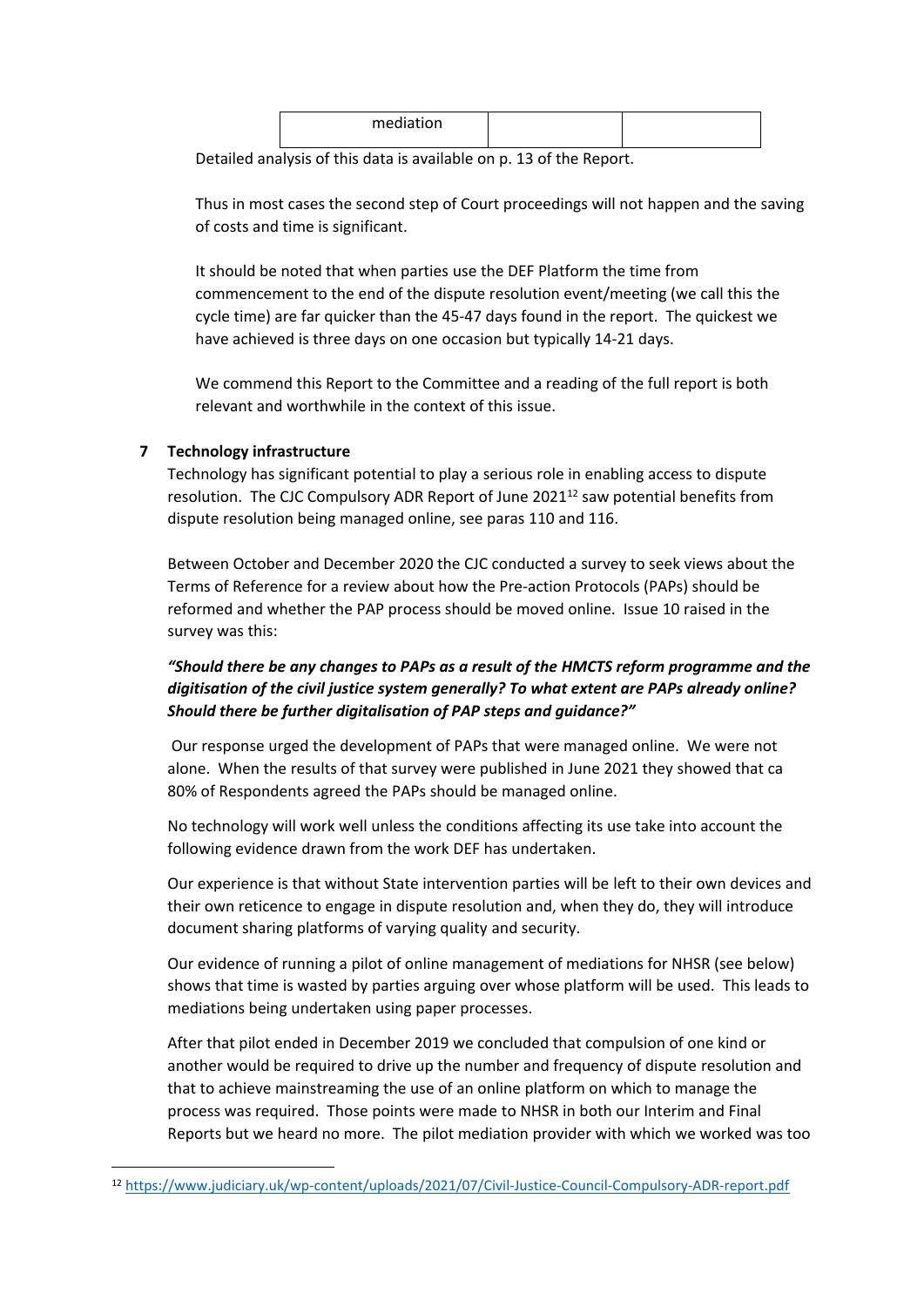| mediation | | |
| --- | --- | --- |

Detailed analysis of this data is available on p. 13 of the Report.

Thus in most cases the second step of Court proceedings will not happen and the saving of costs and time is significant.

It should be noted that when parties use the DEF Platform the time from commencement to the end of the dispute resolution event/meeting (we call this the cycle time) are far quicker than the 45-47 days found in the report. The quickest we have achieved is three days on one occasion but typically 14-21 days.

We commend this Report to the Committee and a reading of the full report is both relevant and worthwhile in the context of this issue.

## 7 Technology infrastructure

Technology has significant potential to play a serious role in enabling access to dispute resolution. The CJC Compulsory ADR Report of June 2021[12] saw potential benefits from dispute resolution being managed online, see paras 110 and 116.

Between October and December 2020 the CJC conducted a survey to seek views about the Terms of Reference for a review about how the Pre-action Protocols (PAPs) should be reformed and whether the PAP process should be moved online. Issue 10 raised in the survey was this:

***"Should there be any changes to PAPs as a result of the HMCTS reform programme and the digitisation of the civil justice system generally? To what extent are PAPs already online? Should there be further digitalisation of PAP steps and guidance?"***

Our response urged the development of PAPs that were managed online. We were not alone. When the results of that survey were published in June 2021 they showed that ca 80% of Respondents agreed the PAPs should be managed online.

No technology will work well unless the conditions affecting its use take into account the following evidence drawn from the work DEF has undertaken.

Our experience is that without State intervention parties will be left to their own devices and their own reticence to engage in dispute resolution and, when they do, they will introduce document sharing platforms of varying quality and security.

Our evidence of running a pilot of online management of mediations for NHSR (see below) shows that time is wasted by parties arguing over whose platform will be used. This leads to mediations being undertaken using paper processes.

After that pilot ended in December 2019 we concluded that compulsion of one kind or another would be required to drive up the number and frequency of dispute resolution and that to achieve mainstreaming the use of an online platform on which to manage the process was required. Those points were made to NHSR in both our Interim and Final Reports but we heard no more. The pilot mediation provider with which we worked was too

[12] https://www.judiciary.uk/wp-content/uploads/2021/07/Civil-Justice-Council-Compulsory-ADR-report.pdf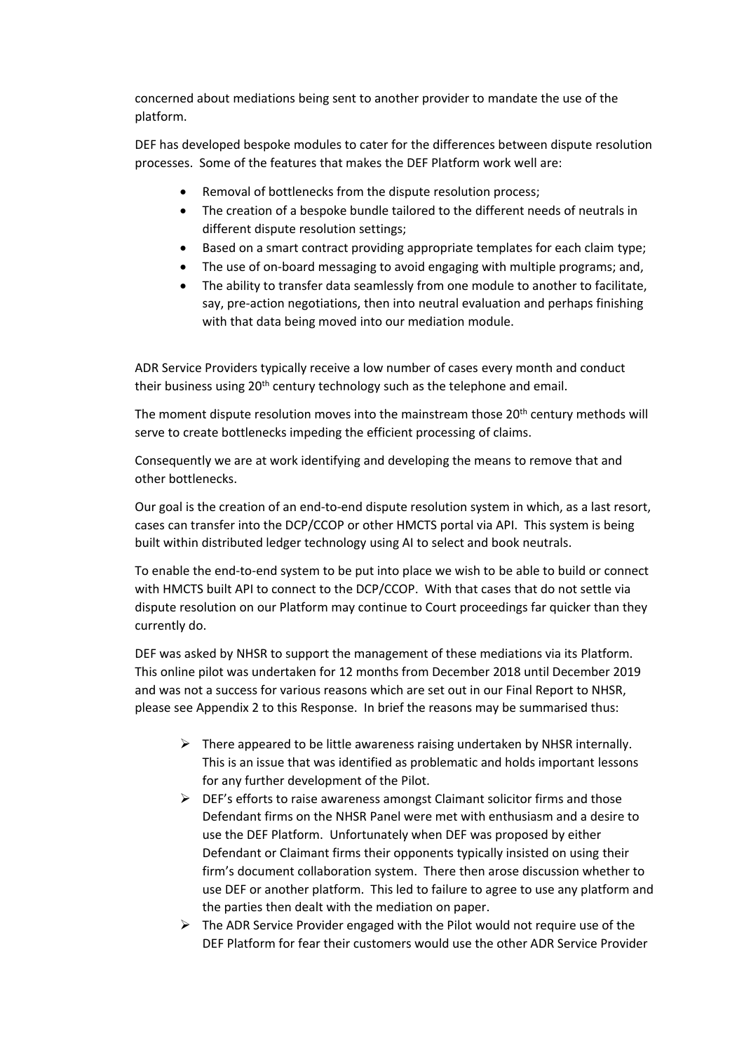concerned about mediations being sent to another provider to mandate the use of the platform.

DEF has developed bespoke modules to cater for the differences between dispute resolution processes. Some of the features that makes the DEF Platform work well are:

- Removal of bottlenecks from the dispute resolution process;
- The creation of a bespoke bundle tailored to the different needs of neutrals in different dispute resolution settings;
- Based on a smart contract providing appropriate templates for each claim type;
- The use of on-board messaging to avoid engaging with multiple programs; and,
- The ability to transfer data seamlessly from one module to another to facilitate, say, pre-action negotiations, then into neutral evaluation and perhaps finishing with that data being moved into our mediation module.

ADR Service Providers typically receive a low number of cases every month and conduct their business using 20th century technology such as the telephone and email.

The moment dispute resolution moves into the mainstream those 20th century methods will serve to create bottlenecks impeding the efficient processing of claims.

Consequently we are at work identifying and developing the means to remove that and other bottlenecks.

Our goal is the creation of an end-to-end dispute resolution system in which, as a last resort, cases can transfer into the DCP/CCOP or other HMCTS portal via API. This system is being built within distributed ledger technology using AI to select and book neutrals.

To enable the end-to-end system to be put into place we wish to be able to build or connect with HMCTS built API to connect to the DCP/CCOP. With that cases that do not settle via dispute resolution on our Platform may continue to Court proceedings far quicker than they currently do.

DEF was asked by NHSR to support the management of these mediations via its Platform. This online pilot was undertaken for 12 months from December 2018 until December 2019 and was not a success for various reasons which are set out in our Final Report to NHSR, please see Appendix 2 to this Response. In brief the reasons may be summarised thus:

- There appeared to be little awareness raising undertaken by NHSR internally. This is an issue that was identified as problematic and holds important lessons for any further development of the Pilot.
- DEF's efforts to raise awareness amongst Claimant solicitor firms and those Defendant firms on the NHSR Panel were met with enthusiasm and a desire to use the DEF Platform. Unfortunately when DEF was proposed by either Defendant or Claimant firms their opponents typically insisted on using their firm's document collaboration system. There then arose discussion whether to use DEF or another platform. This led to failure to agree to use any platform and the parties then dealt with the mediation on paper.
- The ADR Service Provider engaged with the Pilot would not require use of the DEF Platform for fear their customers would use the other ADR Service Provider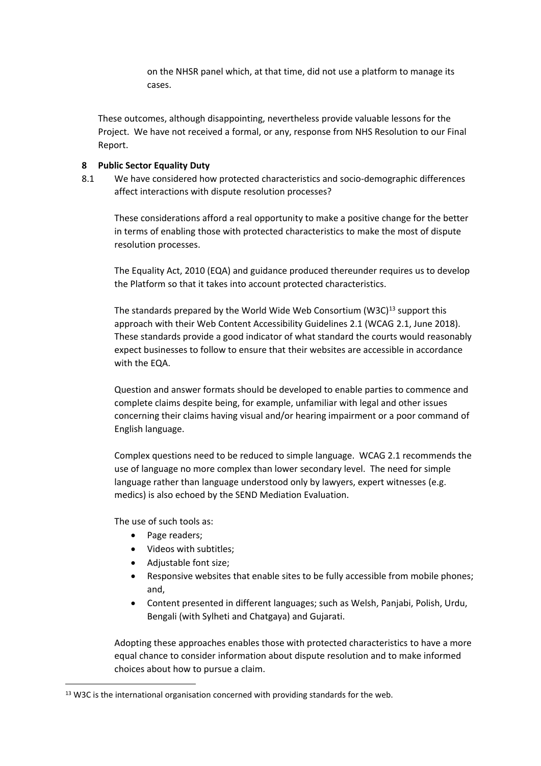on the NHSR panel which, at that time, did not use a platform to manage its cases.

These outcomes, although disappointing, nevertheless provide valuable lessons for the Project. We have not received a formal, or any, response from NHS Resolution to our Final Report.

**8 Public Sector Equality Duty**

8.1 We have considered how protected characteristics and socio-demographic differences affect interactions with dispute resolution processes?

These considerations afford a real opportunity to make a positive change for the better in terms of enabling those with protected characteristics to make the most of dispute resolution processes.

The Equality Act, 2010 (EQA) and guidance produced thereunder requires us to develop the Platform so that it takes into account protected characteristics.

The standards prepared by the World Wide Web Consortium (W3C)[13] support this approach with their Web Content Accessibility Guidelines 2.1 (WCAG 2.1, June 2018). These standards provide a good indicator of what standard the courts would reasonably expect businesses to follow to ensure that their websites are accessible in accordance with the EQA.

Question and answer formats should be developed to enable parties to commence and complete claims despite being, for example, unfamiliar with legal and other issues concerning their claims having visual and/or hearing impairment or a poor command of English language.

Complex questions need to be reduced to simple language. WCAG 2.1 recommends the use of language no more complex than lower secondary level. The need for simple language rather than language understood only by lawyers, expert witnesses (e.g. medics) is also echoed by the SEND Mediation Evaluation.

The use of such tools as:

- Page readers;
- Videos with subtitles;
- Adjustable font size;
- Responsive websites that enable sites to be fully accessible from mobile phones; and,
- Content presented in different languages; such as Welsh, Panjabi, Polish, Urdu, Bengali (with Sylheti and Chatgaya) and Gujarati.

Adopting these approaches enables those with protected characteristics to have a more equal chance to consider information about dispute resolution and to make informed choices about how to pursue a claim.

[13] W3C is the international organisation concerned with providing standards for the web.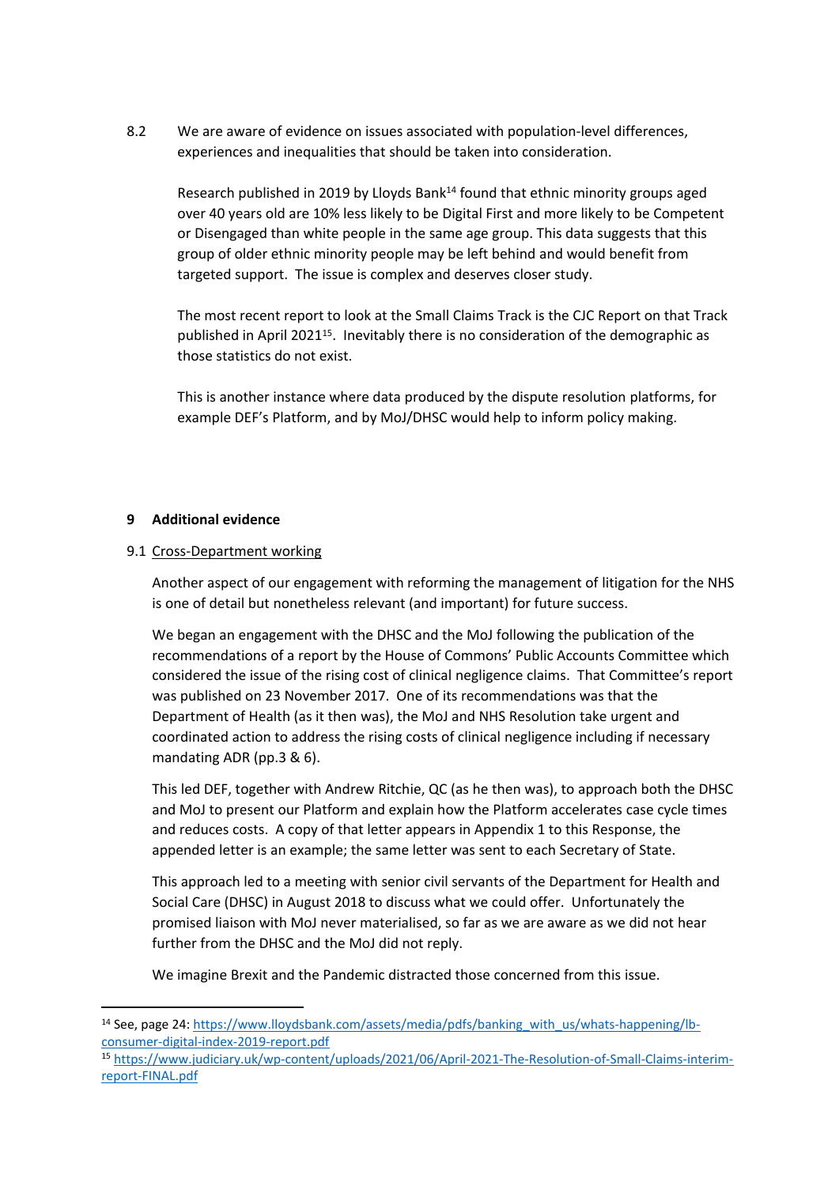8.2 We are aware of evidence on issues associated with population-level differences, experiences and inequalities that should be taken into consideration.

Research published in 2019 by Lloyds Bank[14] found that ethnic minority groups aged over 40 years old are 10% less likely to be Digital First and more likely to be Competent or Disengaged than white people in the same age group. This data suggests that this group of older ethnic minority people may be left behind and would benefit from targeted support. The issue is complex and deserves closer study.

The most recent report to look at the Small Claims Track is the CJC Report on that Track published in April 2021[15]. Inevitably there is no consideration of the demographic as those statistics do not exist.

This is another instance where data produced by the dispute resolution platforms, for example DEF's Platform, and by MoJ/DHSC would help to inform policy making.

## 9 Additional evidence

9.1 <u>Cross-Department working</u>

Another aspect of our engagement with reforming the management of litigation for the NHS is one of detail but nonetheless relevant (and important) for future success.

We began an engagement with the DHSC and the MoJ following the publication of the recommendations of a report by the House of Commons' Public Accounts Committee which considered the issue of the rising cost of clinical negligence claims. That Committee's report was published on 23 November 2017. One of its recommendations was that the Department of Health (as it then was), the MoJ and NHS Resolution take urgent and coordinated action to address the rising costs of clinical negligence including if necessary mandating ADR (pp.3 & 6).

This led DEF, together with Andrew Ritchie, QC (as he then was), to approach both the DHSC and MoJ to present our Platform and explain how the Platform accelerates case cycle times and reduces costs. A copy of that letter appears in Appendix 1 to this Response, the appended letter is an example; the same letter was sent to each Secretary of State.

This approach led to a meeting with senior civil servants of the Department for Health and Social Care (DHSC) in August 2018 to discuss what we could offer. Unfortunately the promised liaison with MoJ never materialised, so far as we are aware as we did not hear further from the DHSC and the MoJ did not reply.

We imagine Brexit and the Pandemic distracted those concerned from this issue.

---

[14] See, page 24: https://www.lloydsbank.com/assets/media/pdfs/banking_with_us/whats-happening/lb-consumer-digital-index-2019-report.pdf

[15] https://www.judiciary.uk/wp-content/uploads/2021/06/April-2021-The-Resolution-of-Small-Claims-interim-report-FINAL.pdf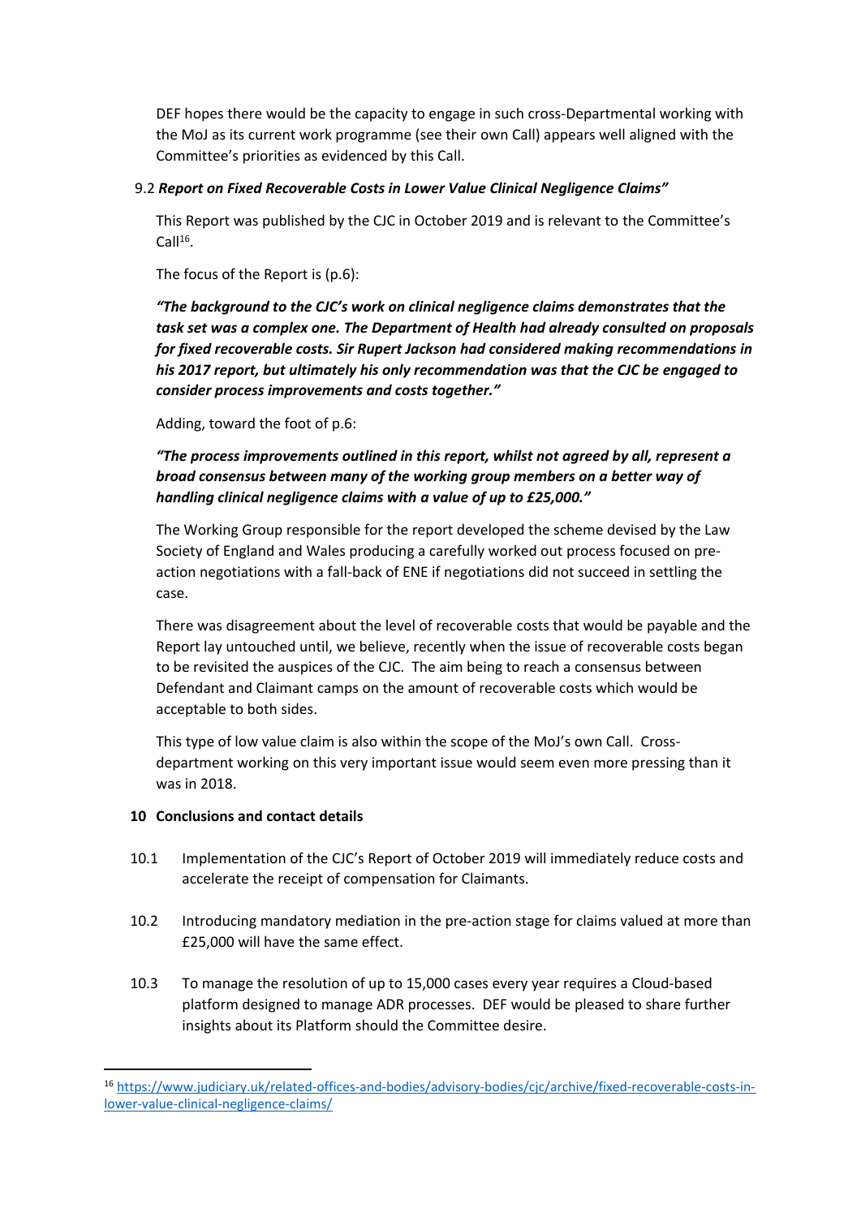DEF hopes there would be the capacity to engage in such cross-Departmental working with the MoJ as its current work programme (see their own Call) appears well aligned with the Committee's priorities as evidenced by this Call.

9.2 ***Report on Fixed Recoverable Costs in Lower Value Clinical Negligence Claims"***

This Report was published by the CJC in October 2019 and is relevant to the Committee's Call[16].

The focus of the Report is (p.6):

***"The background to the CJC's work on clinical negligence claims demonstrates that the task set was a complex one. The Department of Health had already consulted on proposals for fixed recoverable costs. Sir Rupert Jackson had considered making recommendations in his 2017 report, but ultimately his only recommendation was that the CJC be engaged to consider process improvements and costs together."***

Adding, toward the foot of p.6:

***"The process improvements outlined in this report, whilst not agreed by all, represent a broad consensus between many of the working group members on a better way of handling clinical negligence claims with a value of up to £25,000."***

The Working Group responsible for the report developed the scheme devised by the Law Society of England and Wales producing a carefully worked out process focused on pre-action negotiations with a fall-back of ENE if negotiations did not succeed in settling the case.

There was disagreement about the level of recoverable costs that would be payable and the Report lay untouched until, we believe, recently when the issue of recoverable costs began to be revisited the auspices of the CJC. The aim being to reach a consensus between Defendant and Claimant camps on the amount of recoverable costs which would be acceptable to both sides.

This type of low value claim is also within the scope of the MoJ's own Call. Cross-department working on this very important issue would seem even more pressing than it was in 2018.

## 10 Conclusions and contact details

10.1 Implementation of the CJC's Report of October 2019 will immediately reduce costs and accelerate the receipt of compensation for Claimants.

10.2 Introducing mandatory mediation in the pre-action stage for claims valued at more than £25,000 will have the same effect.

10.3 To manage the resolution of up to 15,000 cases every year requires a Cloud-based platform designed to manage ADR processes. DEF would be pleased to share further insights about its Platform should the Committee desire.

---

[16] https://www.judiciary.uk/related-offices-and-bodies/advisory-bodies/cjc/archive/fixed-recoverable-costs-in-lower-value-clinical-negligence-claims/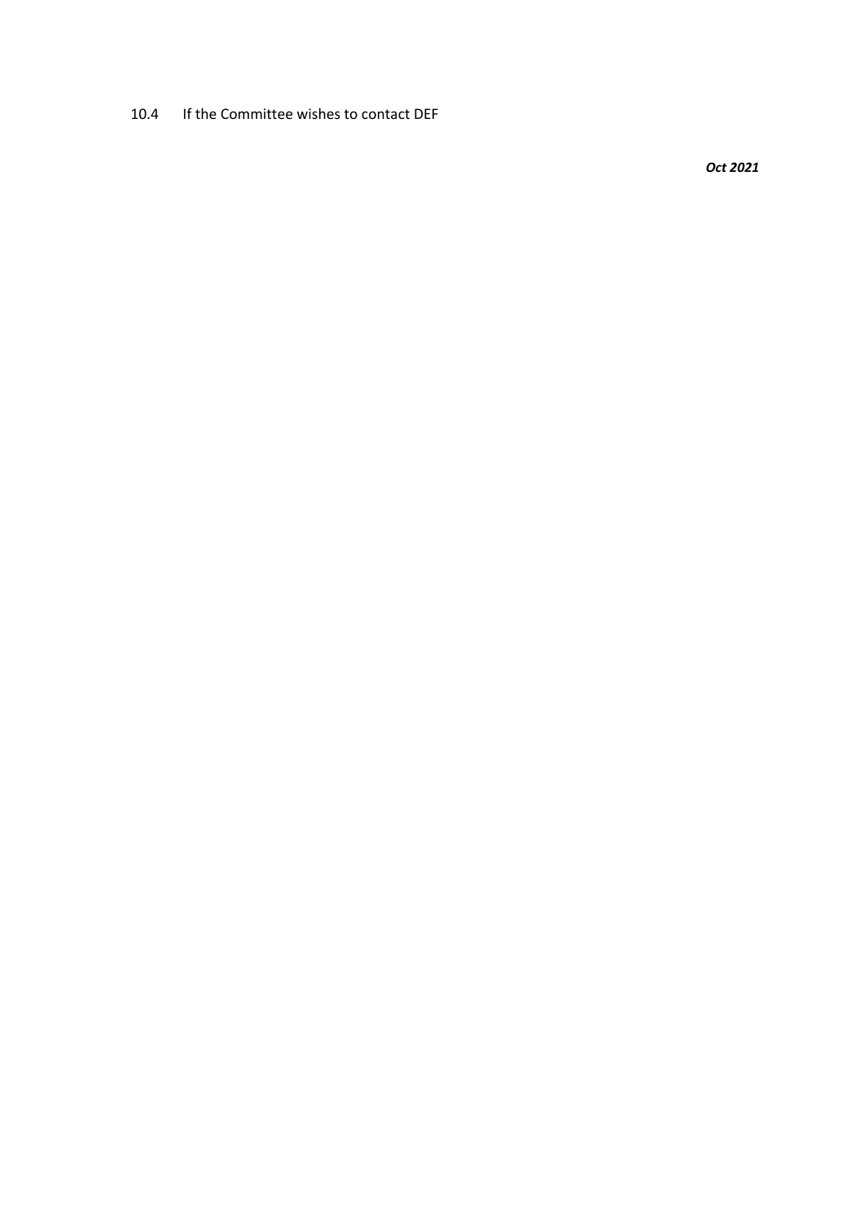10.4 If the Committee wishes to contact DEF

***Oct 2021***